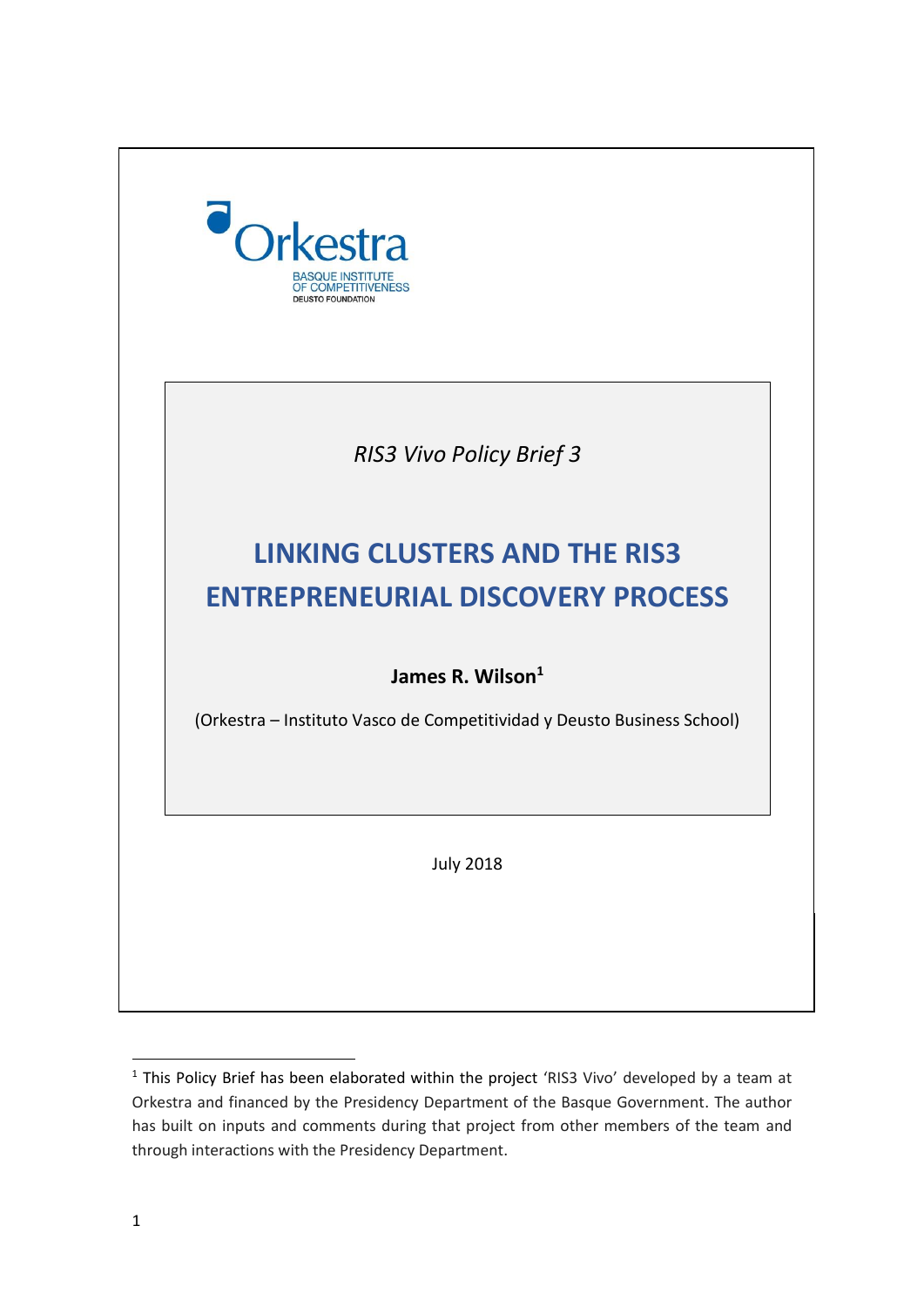Orkestra

BASQUE INSTITUTE
OF COMPETITIVENESS
DEUSTO FOUNDATION

*RIS3 Vivo Policy Brief 3*

# LINKING CLUSTERS AND THE RIS3 ENTREPRENEURIAL DISCOVERY PROCESS

**James R. Wilson**[1]

(Orkestra – Instituto Vasco de Competitividad y Deusto Business School)

July 2018

[1] This Policy Brief has been elaborated within the project 'RIS3 Vivo' developed by a team at Orkestra and financed by the Presidency Department of the Basque Government. The author has built on inputs and comments during that project from other members of the team and through interactions with the Presidency Department.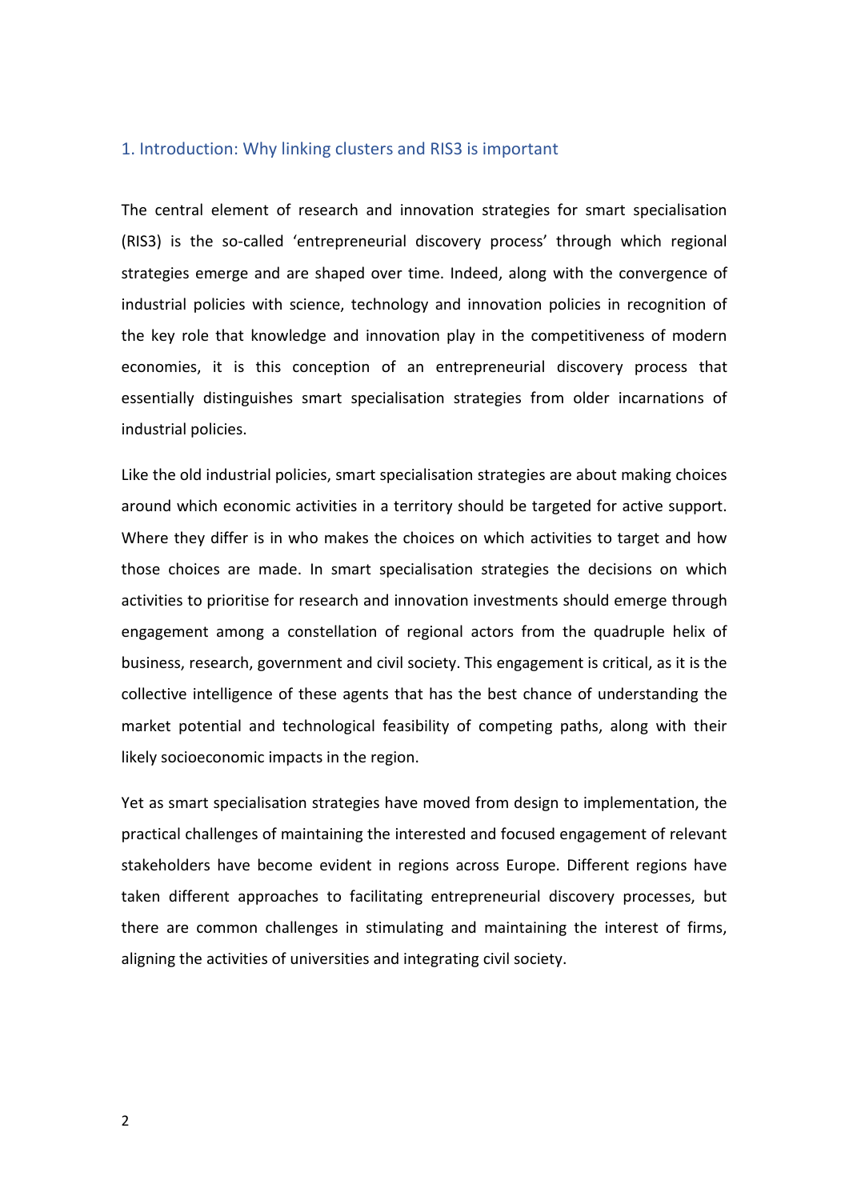## 1. Introduction: Why linking clusters and RIS3 is important

The central element of research and innovation strategies for smart specialisation (RIS3) is the so-called 'entrepreneurial discovery process' through which regional strategies emerge and are shaped over time. Indeed, along with the convergence of industrial policies with science, technology and innovation policies in recognition of the key role that knowledge and innovation play in the competitiveness of modern economies, it is this conception of an entrepreneurial discovery process that essentially distinguishes smart specialisation strategies from older incarnations of industrial policies.

Like the old industrial policies, smart specialisation strategies are about making choices around which economic activities in a territory should be targeted for active support. Where they differ is in who makes the choices on which activities to target and how those choices are made. In smart specialisation strategies the decisions on which activities to prioritise for research and innovation investments should emerge through engagement among a constellation of regional actors from the quadruple helix of business, research, government and civil society. This engagement is critical, as it is the collective intelligence of these agents that has the best chance of understanding the market potential and technological feasibility of competing paths, along with their likely socioeconomic impacts in the region.

Yet as smart specialisation strategies have moved from design to implementation, the practical challenges of maintaining the interested and focused engagement of relevant stakeholders have become evident in regions across Europe. Different regions have taken different approaches to facilitating entrepreneurial discovery processes, but there are common challenges in stimulating and maintaining the interest of firms, aligning the activities of universities and integrating civil society.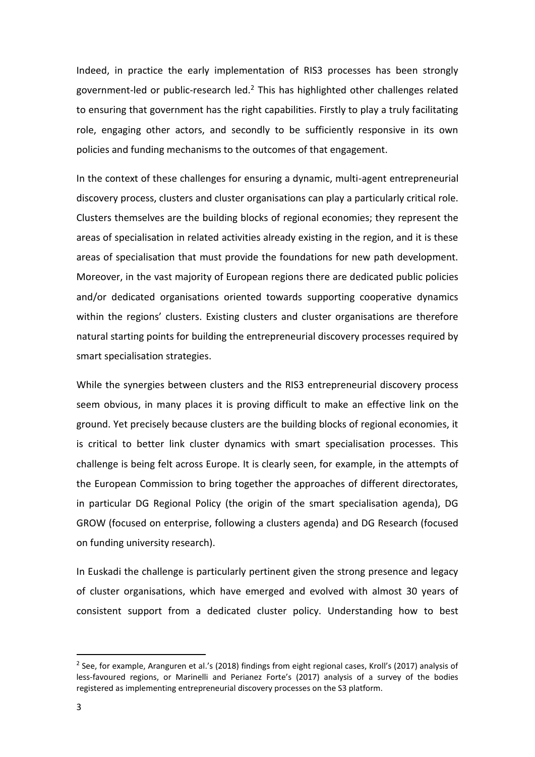Indeed, in practice the early implementation of RIS3 processes has been strongly government-led or public-research led.[2] This has highlighted other challenges related to ensuring that government has the right capabilities. Firstly to play a truly facilitating role, engaging other actors, and secondly to be sufficiently responsive in its own policies and funding mechanisms to the outcomes of that engagement.

In the context of these challenges for ensuring a dynamic, multi-agent entrepreneurial discovery process, clusters and cluster organisations can play a particularly critical role. Clusters themselves are the building blocks of regional economies; they represent the areas of specialisation in related activities already existing in the region, and it is these areas of specialisation that must provide the foundations for new path development. Moreover, in the vast majority of European regions there are dedicated public policies and/or dedicated organisations oriented towards supporting cooperative dynamics within the regions' clusters. Existing clusters and cluster organisations are therefore natural starting points for building the entrepreneurial discovery processes required by smart specialisation strategies.

While the synergies between clusters and the RIS3 entrepreneurial discovery process seem obvious, in many places it is proving difficult to make an effective link on the ground. Yet precisely because clusters are the building blocks of regional economies, it is critical to better link cluster dynamics with smart specialisation processes. This challenge is being felt across Europe. It is clearly seen, for example, in the attempts of the European Commission to bring together the approaches of different directorates, in particular DG Regional Policy (the origin of the smart specialisation agenda), DG GROW (focused on enterprise, following a clusters agenda) and DG Research (focused on funding university research).

In Euskadi the challenge is particularly pertinent given the strong presence and legacy of cluster organisations, which have emerged and evolved with almost 30 years of consistent support from a dedicated cluster policy. Understanding how to best

[2] See, for example, Aranguren et al.'s (2018) findings from eight regional cases, Kroll's (2017) analysis of less-favoured regions, or Marinelli and Perianez Forte's (2017) analysis of a survey of the bodies registered as implementing entrepreneurial discovery processes on the S3 platform.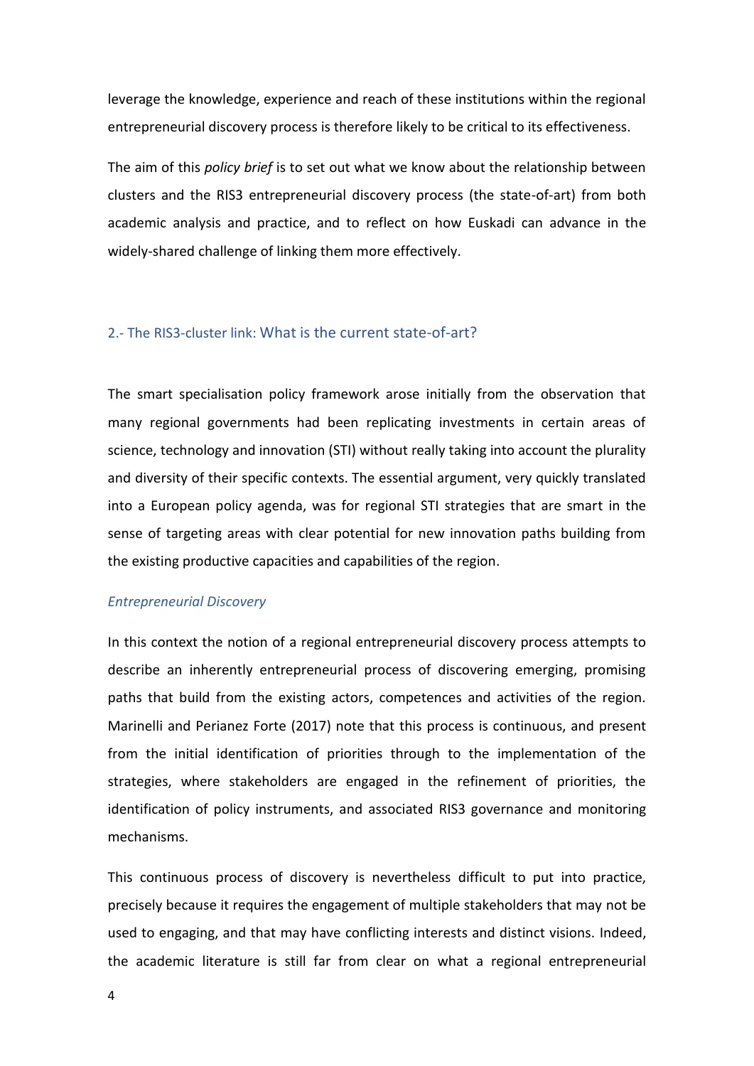leverage the knowledge, experience and reach of these institutions within the regional entrepreneurial discovery process is therefore likely to be critical to its effectiveness.

The aim of this *policy brief* is to set out what we know about the relationship between clusters and the RIS3 entrepreneurial discovery process (the state-of-art) from both academic analysis and practice, and to reflect on how Euskadi can advance in the widely-shared challenge of linking them more effectively.

## 2.- The RIS3-cluster link: What is the current state-of-art?

The smart specialisation policy framework arose initially from the observation that many regional governments had been replicating investments in certain areas of science, technology and innovation (STI) without really taking into account the plurality and diversity of their specific contexts. The essential argument, very quickly translated into a European policy agenda, was for regional STI strategies that are smart in the sense of targeting areas with clear potential for new innovation paths building from the existing productive capacities and capabilities of the region.

### *Entrepreneurial Discovery*

In this context the notion of a regional entrepreneurial discovery process attempts to describe an inherently entrepreneurial process of discovering emerging, promising paths that build from the existing actors, competences and activities of the region. Marinelli and Perianez Forte (2017) note that this process is continuous, and present from the initial identification of priorities through to the implementation of the strategies, where stakeholders are engaged in the refinement of priorities, the identification of policy instruments, and associated RIS3 governance and monitoring mechanisms.

This continuous process of discovery is nevertheless difficult to put into practice, precisely because it requires the engagement of multiple stakeholders that may not be used to engaging, and that may have conflicting interests and distinct visions. Indeed, the academic literature is still far from clear on what a regional entrepreneurial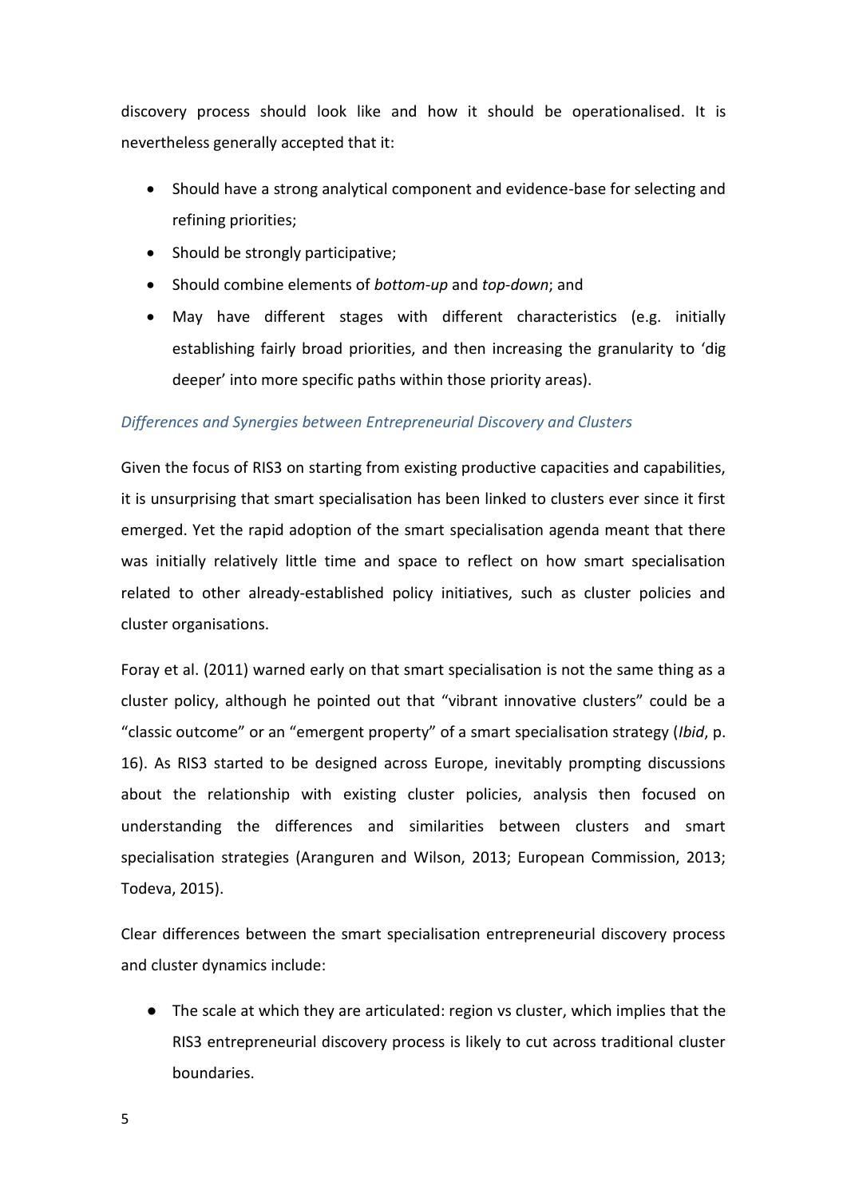discovery process should look like and how it should be operationalised. It is nevertheless generally accepted that it:

- Should have a strong analytical component and evidence-base for selecting and refining priorities;
- Should be strongly participative;
- Should combine elements of *bottom-up* and *top-down*; and
- May have different stages with different characteristics (e.g. initially establishing fairly broad priorities, and then increasing the granularity to 'dig deeper' into more specific paths within those priority areas).

### *Differences and Synergies between Entrepreneurial Discovery and Clusters*

Given the focus of RIS3 on starting from existing productive capacities and capabilities, it is unsurprising that smart specialisation has been linked to clusters ever since it first emerged. Yet the rapid adoption of the smart specialisation agenda meant that there was initially relatively little time and space to reflect on how smart specialisation related to other already-established policy initiatives, such as cluster policies and cluster organisations.

Foray et al. (2011) warned early on that smart specialisation is not the same thing as a cluster policy, although he pointed out that "vibrant innovative clusters" could be a "classic outcome" or an "emergent property" of a smart specialisation strategy (*Ibid*, p. 16). As RIS3 started to be designed across Europe, inevitably prompting discussions about the relationship with existing cluster policies, analysis then focused on understanding the differences and similarities between clusters and smart specialisation strategies (Aranguren and Wilson, 2013; European Commission, 2013; Todeva, 2015).

Clear differences between the smart specialisation entrepreneurial discovery process and cluster dynamics include:

- The scale at which they are articulated: region vs cluster, which implies that the RIS3 entrepreneurial discovery process is likely to cut across traditional cluster boundaries.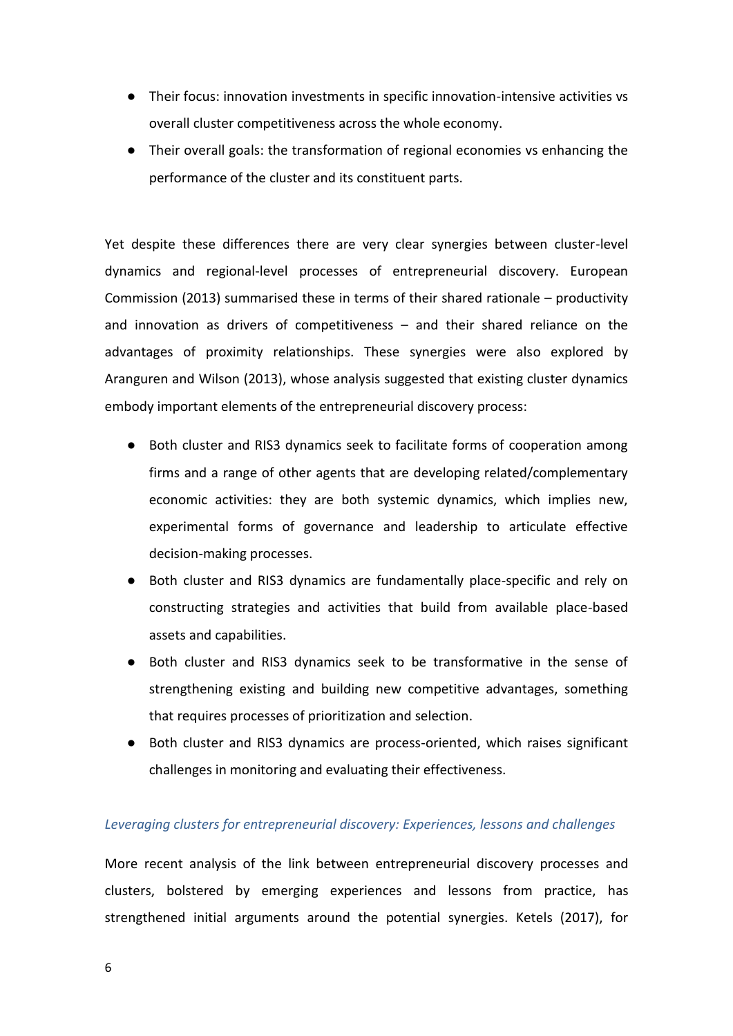- Their focus: innovation investments in specific innovation-intensive activities vs overall cluster competitiveness across the whole economy.
- Their overall goals: the transformation of regional economies vs enhancing the performance of the cluster and its constituent parts.

Yet despite these differences there are very clear synergies between cluster-level dynamics and regional-level processes of entrepreneurial discovery. European Commission (2013) summarised these in terms of their shared rationale – productivity and innovation as drivers of competitiveness – and their shared reliance on the advantages of proximity relationships. These synergies were also explored by Aranguren and Wilson (2013), whose analysis suggested that existing cluster dynamics embody important elements of the entrepreneurial discovery process:

- Both cluster and RIS3 dynamics seek to facilitate forms of cooperation among firms and a range of other agents that are developing related/complementary economic activities: they are both systemic dynamics, which implies new, experimental forms of governance and leadership to articulate effective decision-making processes.
- Both cluster and RIS3 dynamics are fundamentally place-specific and rely on constructing strategies and activities that build from available place-based assets and capabilities.
- Both cluster and RIS3 dynamics seek to be transformative in the sense of strengthening existing and building new competitive advantages, something that requires processes of prioritization and selection.
- Both cluster and RIS3 dynamics are process-oriented, which raises significant challenges in monitoring and evaluating their effectiveness.

### *Leveraging clusters for entrepreneurial discovery: Experiences, lessons and challenges*

More recent analysis of the link between entrepreneurial discovery processes and clusters, bolstered by emerging experiences and lessons from practice, has strengthened initial arguments around the potential synergies. Ketels (2017), for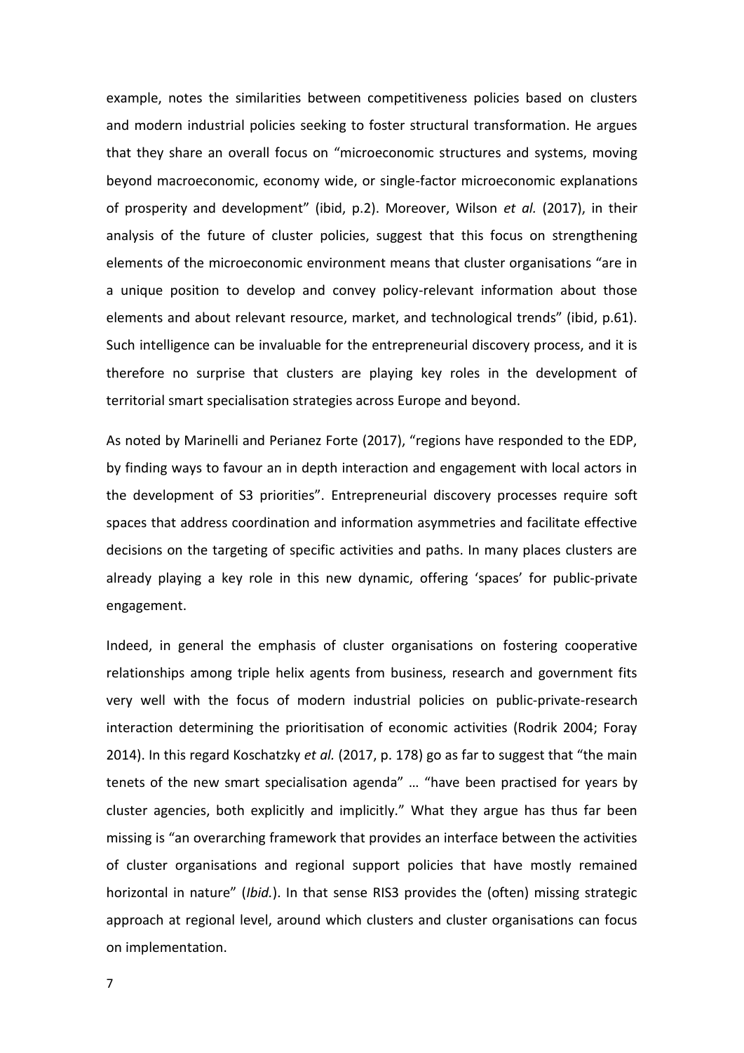example, notes the similarities between competitiveness policies based on clusters and modern industrial policies seeking to foster structural transformation. He argues that they share an overall focus on "microeconomic structures and systems, moving beyond macroeconomic, economy wide, or single-factor microeconomic explanations of prosperity and development" (ibid, p.2). Moreover, Wilson *et al.* (2017), in their analysis of the future of cluster policies, suggest that this focus on strengthening elements of the microeconomic environment means that cluster organisations "are in a unique position to develop and convey policy-relevant information about those elements and about relevant resource, market, and technological trends" (ibid, p.61). Such intelligence can be invaluable for the entrepreneurial discovery process, and it is therefore no surprise that clusters are playing key roles in the development of territorial smart specialisation strategies across Europe and beyond.

As noted by Marinelli and Perianez Forte (2017), "regions have responded to the EDP, by finding ways to favour an in depth interaction and engagement with local actors in the development of S3 priorities". Entrepreneurial discovery processes require soft spaces that address coordination and information asymmetries and facilitate effective decisions on the targeting of specific activities and paths. In many places clusters are already playing a key role in this new dynamic, offering 'spaces' for public-private engagement.

Indeed, in general the emphasis of cluster organisations on fostering cooperative relationships among triple helix agents from business, research and government fits very well with the focus of modern industrial policies on public-private-research interaction determining the prioritisation of economic activities (Rodrik 2004; Foray 2014). In this regard Koschatzky *et al.* (2017, p. 178) go as far to suggest that "the main tenets of the new smart specialisation agenda" … "have been practised for years by cluster agencies, both explicitly and implicitly." What they argue has thus far been missing is "an overarching framework that provides an interface between the activities of cluster organisations and regional support policies that have mostly remained horizontal in nature" (*Ibid.*). In that sense RIS3 provides the (often) missing strategic approach at regional level, around which clusters and cluster organisations can focus on implementation.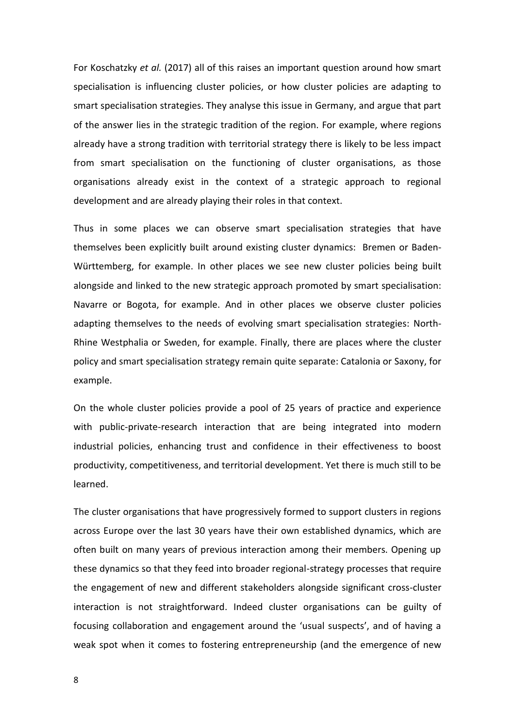For Koschatzky *et al.* (2017) all of this raises an important question around how smart specialisation is influencing cluster policies, or how cluster policies are adapting to smart specialisation strategies. They analyse this issue in Germany, and argue that part of the answer lies in the strategic tradition of the region. For example, where regions already have a strong tradition with territorial strategy there is likely to be less impact from smart specialisation on the functioning of cluster organisations, as those organisations already exist in the context of a strategic approach to regional development and are already playing their roles in that context.

Thus in some places we can observe smart specialisation strategies that have themselves been explicitly built around existing cluster dynamics: Bremen or Baden-Württemberg, for example. In other places we see new cluster policies being built alongside and linked to the new strategic approach promoted by smart specialisation: Navarre or Bogota, for example. And in other places we observe cluster policies adapting themselves to the needs of evolving smart specialisation strategies: North-Rhine Westphalia or Sweden, for example. Finally, there are places where the cluster policy and smart specialisation strategy remain quite separate: Catalonia or Saxony, for example.

On the whole cluster policies provide a pool of 25 years of practice and experience with public-private-research interaction that are being integrated into modern industrial policies, enhancing trust and confidence in their effectiveness to boost productivity, competitiveness, and territorial development. Yet there is much still to be learned.

The cluster organisations that have progressively formed to support clusters in regions across Europe over the last 30 years have their own established dynamics, which are often built on many years of previous interaction among their members. Opening up these dynamics so that they feed into broader regional-strategy processes that require the engagement of new and different stakeholders alongside significant cross-cluster interaction is not straightforward. Indeed cluster organisations can be guilty of focusing collaboration and engagement around the 'usual suspects', and of having a weak spot when it comes to fostering entrepreneurship (and the emergence of new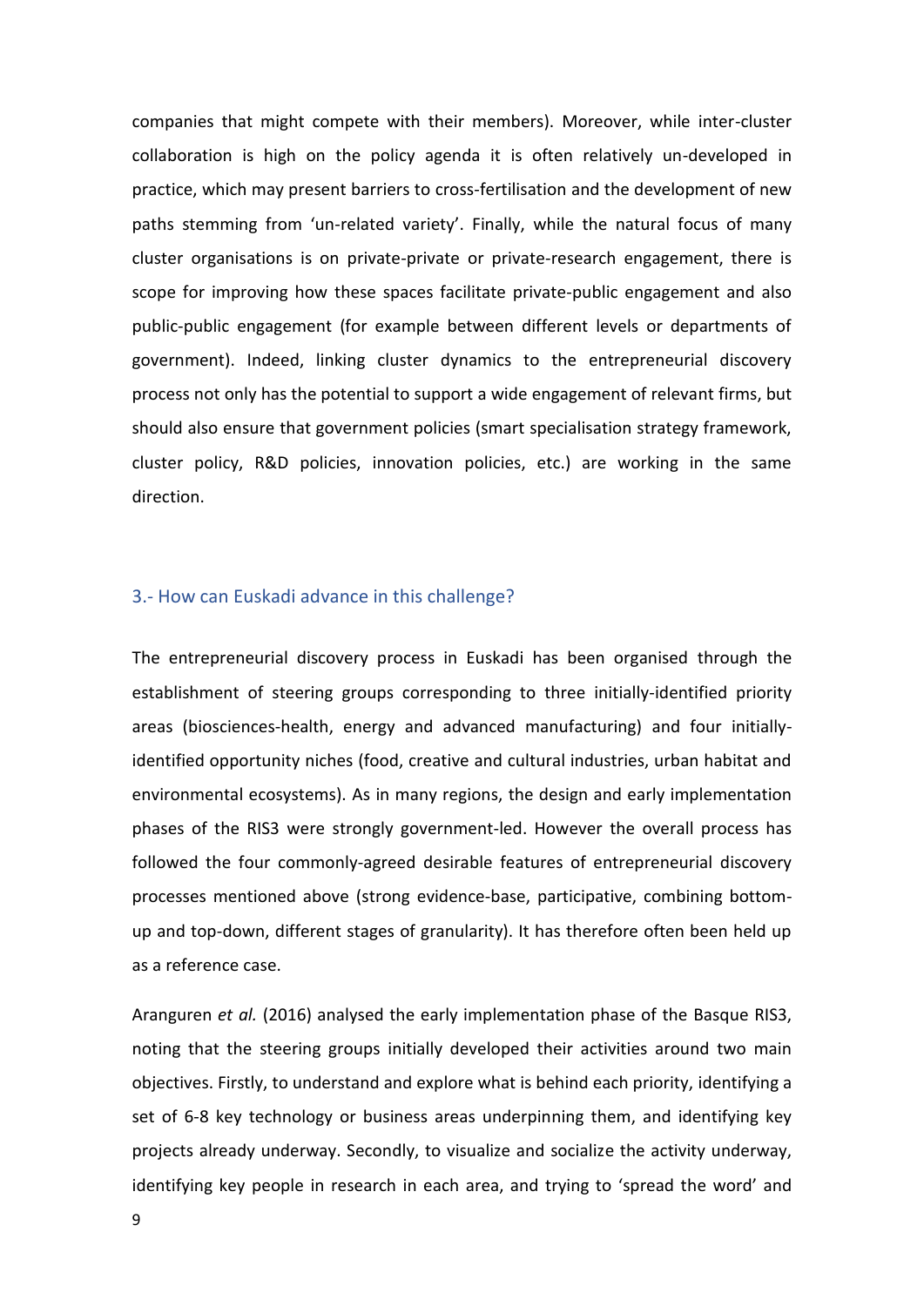companies that might compete with their members). Moreover, while inter-cluster collaboration is high on the policy agenda it is often relatively un-developed in practice, which may present barriers to cross-fertilisation and the development of new paths stemming from 'un-related variety'. Finally, while the natural focus of many cluster organisations is on private-private or private-research engagement, there is scope for improving how these spaces facilitate private-public engagement and also public-public engagement (for example between different levels or departments of government). Indeed, linking cluster dynamics to the entrepreneurial discovery process not only has the potential to support a wide engagement of relevant firms, but should also ensure that government policies (smart specialisation strategy framework, cluster policy, R&D policies, innovation policies, etc.) are working in the same direction.

## 3.- How can Euskadi advance in this challenge?

The entrepreneurial discovery process in Euskadi has been organised through the establishment of steering groups corresponding to three initially-identified priority areas (biosciences-health, energy and advanced manufacturing) and four initially-identified opportunity niches (food, creative and cultural industries, urban habitat and environmental ecosystems). As in many regions, the design and early implementation phases of the RIS3 were strongly government-led. However the overall process has followed the four commonly-agreed desirable features of entrepreneurial discovery processes mentioned above (strong evidence-base, participative, combining bottom-up and top-down, different stages of granularity). It has therefore often been held up as a reference case.

Aranguren *et al.* (2016) analysed the early implementation phase of the Basque RIS3, noting that the steering groups initially developed their activities around two main objectives. Firstly, to understand and explore what is behind each priority, identifying a set of 6-8 key technology or business areas underpinning them, and identifying key projects already underway. Secondly, to visualize and socialize the activity underway, identifying key people in research in each area, and trying to 'spread the word' and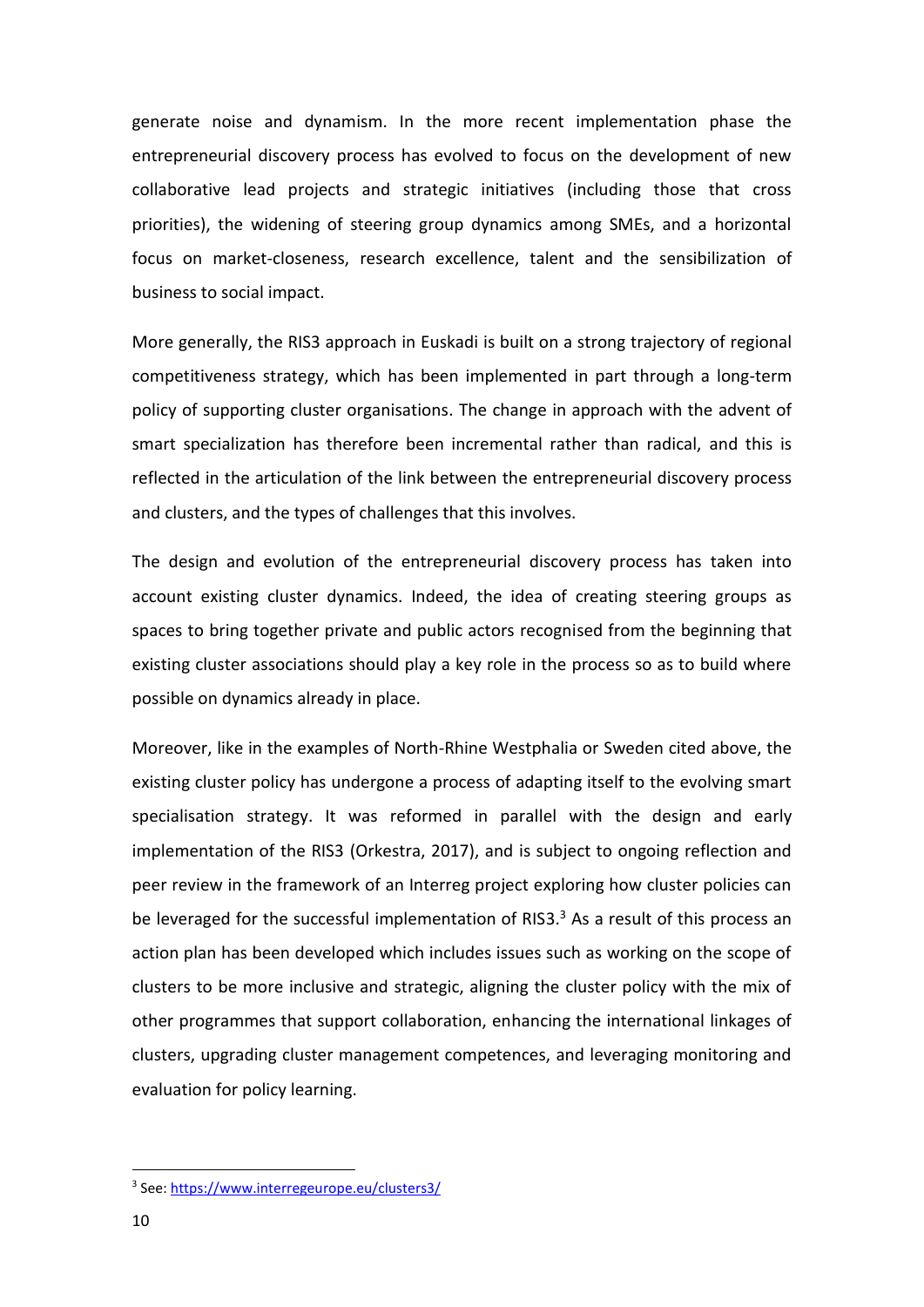generate noise and dynamism. In the more recent implementation phase the entrepreneurial discovery process has evolved to focus on the development of new collaborative lead projects and strategic initiatives (including those that cross priorities), the widening of steering group dynamics among SMEs, and a horizontal focus on market-closeness, research excellence, talent and the sensibilization of business to social impact.

More generally, the RIS3 approach in Euskadi is built on a strong trajectory of regional competitiveness strategy, which has been implemented in part through a long-term policy of supporting cluster organisations. The change in approach with the advent of smart specialization has therefore been incremental rather than radical, and this is reflected in the articulation of the link between the entrepreneurial discovery process and clusters, and the types of challenges that this involves.

The design and evolution of the entrepreneurial discovery process has taken into account existing cluster dynamics. Indeed, the idea of creating steering groups as spaces to bring together private and public actors recognised from the beginning that existing cluster associations should play a key role in the process so as to build where possible on dynamics already in place.

Moreover, like in the examples of North-Rhine Westphalia or Sweden cited above, the existing cluster policy has undergone a process of adapting itself to the evolving smart specialisation strategy. It was reformed in parallel with the design and early implementation of the RIS3 (Orkestra, 2017), and is subject to ongoing reflection and peer review in the framework of an Interreg project exploring how cluster policies can be leveraged for the successful implementation of RIS3.[3] As a result of this process an action plan has been developed which includes issues such as working on the scope of clusters to be more inclusive and strategic, aligning the cluster policy with the mix of other programmes that support collaboration, enhancing the international linkages of clusters, upgrading cluster management competences, and leveraging monitoring and evaluation for policy learning.

[3] See: https://www.interregeurope.eu/clusters3/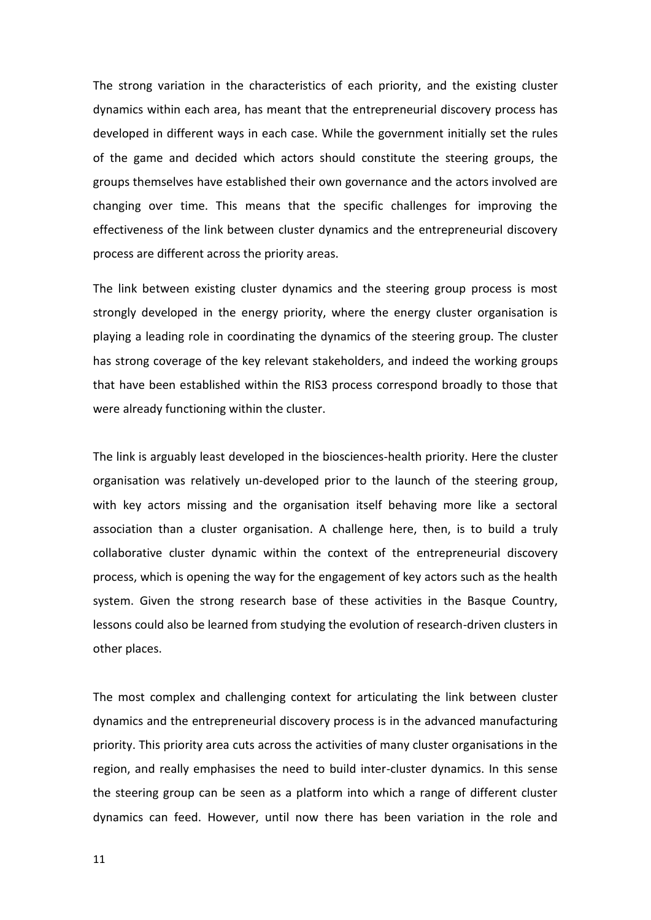The strong variation in the characteristics of each priority, and the existing cluster dynamics within each area, has meant that the entrepreneurial discovery process has developed in different ways in each case. While the government initially set the rules of the game and decided which actors should constitute the steering groups, the groups themselves have established their own governance and the actors involved are changing over time. This means that the specific challenges for improving the effectiveness of the link between cluster dynamics and the entrepreneurial discovery process are different across the priority areas.

The link between existing cluster dynamics and the steering group process is most strongly developed in the energy priority, where the energy cluster organisation is playing a leading role in coordinating the dynamics of the steering group. The cluster has strong coverage of the key relevant stakeholders, and indeed the working groups that have been established within the RIS3 process correspond broadly to those that were already functioning within the cluster.

The link is arguably least developed in the biosciences-health priority. Here the cluster organisation was relatively un-developed prior to the launch of the steering group, with key actors missing and the organisation itself behaving more like a sectoral association than a cluster organisation. A challenge here, then, is to build a truly collaborative cluster dynamic within the context of the entrepreneurial discovery process, which is opening the way for the engagement of key actors such as the health system. Given the strong research base of these activities in the Basque Country, lessons could also be learned from studying the evolution of research-driven clusters in other places.

The most complex and challenging context for articulating the link between cluster dynamics and the entrepreneurial discovery process is in the advanced manufacturing priority. This priority area cuts across the activities of many cluster organisations in the region, and really emphasises the need to build inter-cluster dynamics. In this sense the steering group can be seen as a platform into which a range of different cluster dynamics can feed. However, until now there has been variation in the role and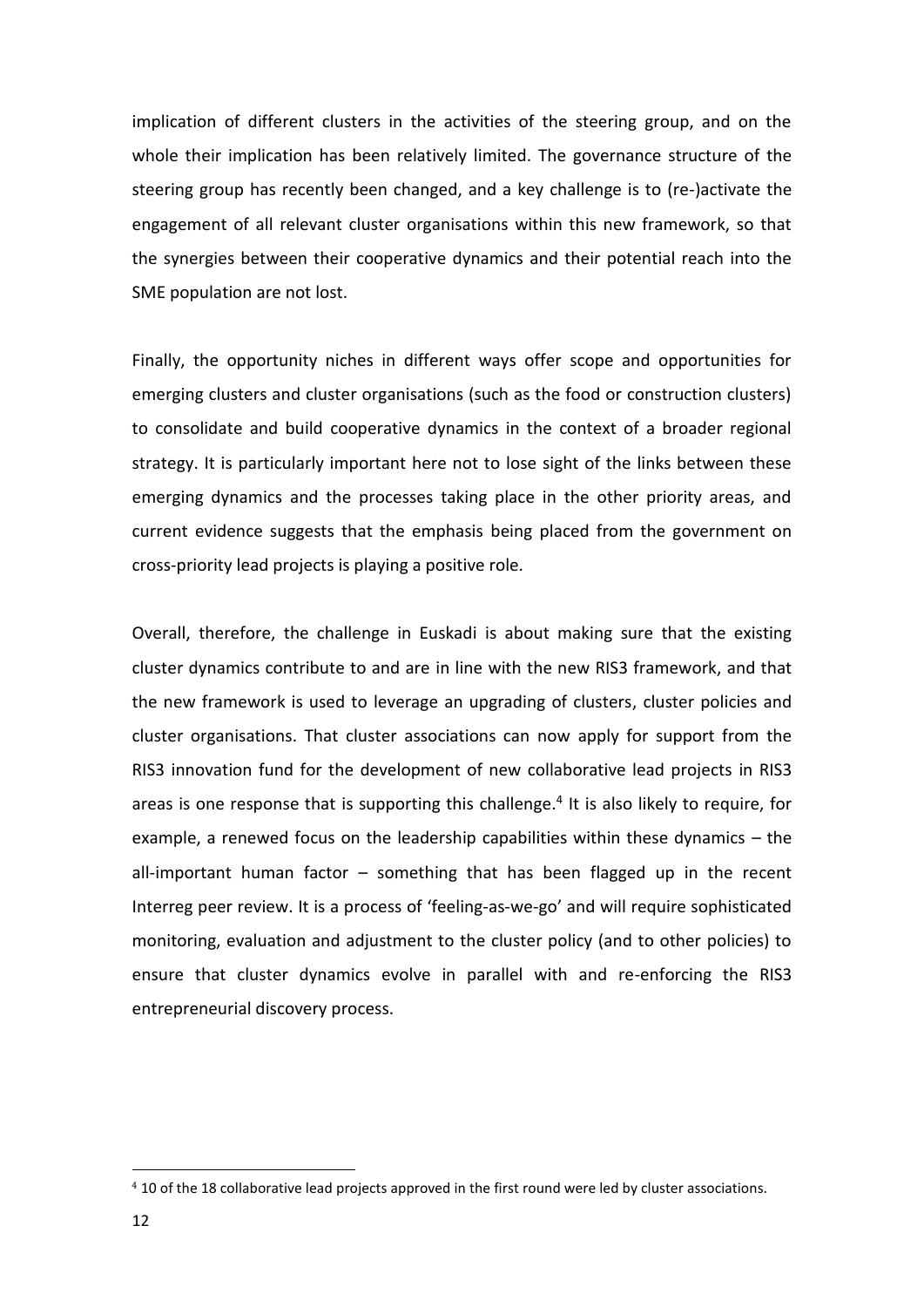implication of different clusters in the activities of the steering group, and on the whole their implication has been relatively limited. The governance structure of the steering group has recently been changed, and a key challenge is to (re-)activate the engagement of all relevant cluster organisations within this new framework, so that the synergies between their cooperative dynamics and their potential reach into the SME population are not lost.

Finally, the opportunity niches in different ways offer scope and opportunities for emerging clusters and cluster organisations (such as the food or construction clusters) to consolidate and build cooperative dynamics in the context of a broader regional strategy. It is particularly important here not to lose sight of the links between these emerging dynamics and the processes taking place in the other priority areas, and current evidence suggests that the emphasis being placed from the government on cross-priority lead projects is playing a positive role.

Overall, therefore, the challenge in Euskadi is about making sure that the existing cluster dynamics contribute to and are in line with the new RIS3 framework, and that the new framework is used to leverage an upgrading of clusters, cluster policies and cluster organisations. That cluster associations can now apply for support from the RIS3 innovation fund for the development of new collaborative lead projects in RIS3 areas is one response that is supporting this challenge.[4] It is also likely to require, for example, a renewed focus on the leadership capabilities within these dynamics – the all-important human factor – something that has been flagged up in the recent Interreg peer review. It is a process of 'feeling-as-we-go' and will require sophisticated monitoring, evaluation and adjustment to the cluster policy (and to other policies) to ensure that cluster dynamics evolve in parallel with and re-enforcing the RIS3 entrepreneurial discovery process.

[4] 10 of the 18 collaborative lead projects approved in the first round were led by cluster associations.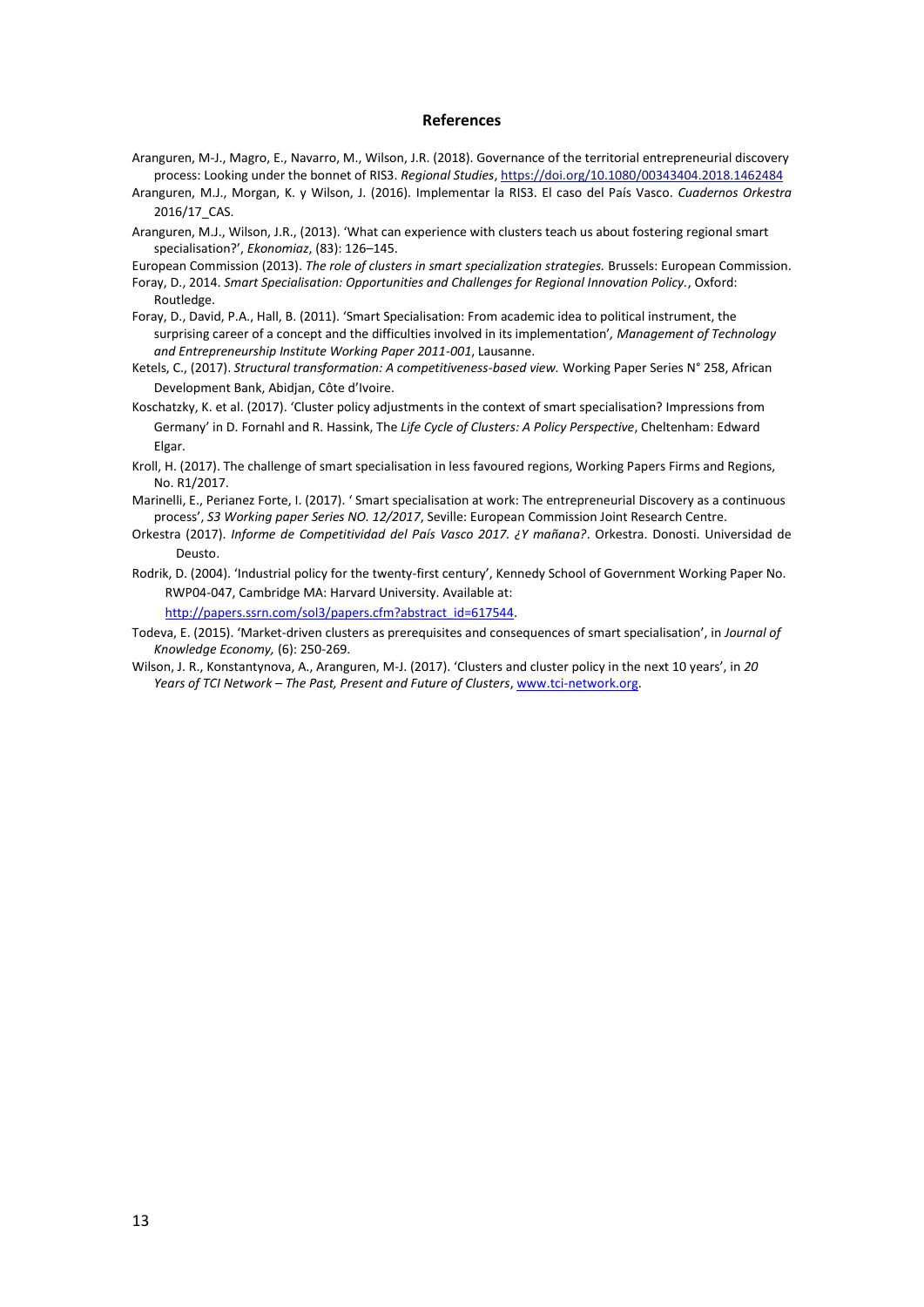## References

Aranguren, M-J., Magro, E., Navarro, M., Wilson, J.R. (2018). Governance of the territorial entrepreneurial discovery process: Looking under the bonnet of RIS3. *Regional Studies*, https://doi.org/10.1080/00343404.2018.1462484

Aranguren, M.J., Morgan, K. y Wilson, J. (2016). Implementar la RIS3. El caso del País Vasco. *Cuadernos Orkestra* 2016/17_CAS.

Aranguren, M.J., Wilson, J.R., (2013). 'What can experience with clusters teach us about fostering regional smart specialisation?', *Ekonomiaz*, (83): 126–145.

European Commission (2013). *The role of clusters in smart specialization strategies.* Brussels: European Commission.

Foray, D., 2014. *Smart Specialisation: Opportunities and Challenges for Regional Innovation Policy.*, Oxford: Routledge.

Foray, D., David, P.A., Hall, B. (2011). 'Smart Specialisation: From academic idea to political instrument, the surprising career of a concept and the difficulties involved in its implementation'*, Management of Technology and Entrepreneurship Institute Working Paper 2011-001*, Lausanne.

Ketels, C., (2017). *Structural transformation: A competitiveness-based view.* Working Paper Series N° 258, African Development Bank, Abidjan, Côte d'Ivoire.

Koschatzky, K. et al. (2017). 'Cluster policy adjustments in the context of smart specialisation? Impressions from Germany' in D. Fornahl and R. Hassink, The *Life Cycle of Clusters: A Policy Perspective*, Cheltenham: Edward Elgar.

Kroll, H. (2017). The challenge of smart specialisation in less favoured regions, Working Papers Firms and Regions, No. R1/2017.

Marinelli, E., Perianez Forte, I. (2017). ' Smart specialisation at work: The entrepreneurial Discovery as a continuous process', *S3 Working paper Series NO. 12/2017*, Seville: European Commission Joint Research Centre.

Orkestra (2017). *Informe de Competitividad del País Vasco 2017. ¿Y mañana?*. Orkestra. Donosti. Universidad de Deusto.

Rodrik, D. (2004). 'Industrial policy for the twenty-first century', Kennedy School of Government Working Paper No. RWP04-047, Cambridge MA: Harvard University. Available at: http://papers.ssrn.com/sol3/papers.cfm?abstract_id=617544.

Todeva, E. (2015). 'Market-driven clusters as prerequisites and consequences of smart specialisation', in *Journal of Knowledge Economy,* (6): 250-269.

Wilson, J. R., Konstantynova, A., Aranguren, M-J. (2017). 'Clusters and cluster policy in the next 10 years', in *20 Years of TCI Network – The Past, Present and Future of Clusters*, www.tci-network.org.